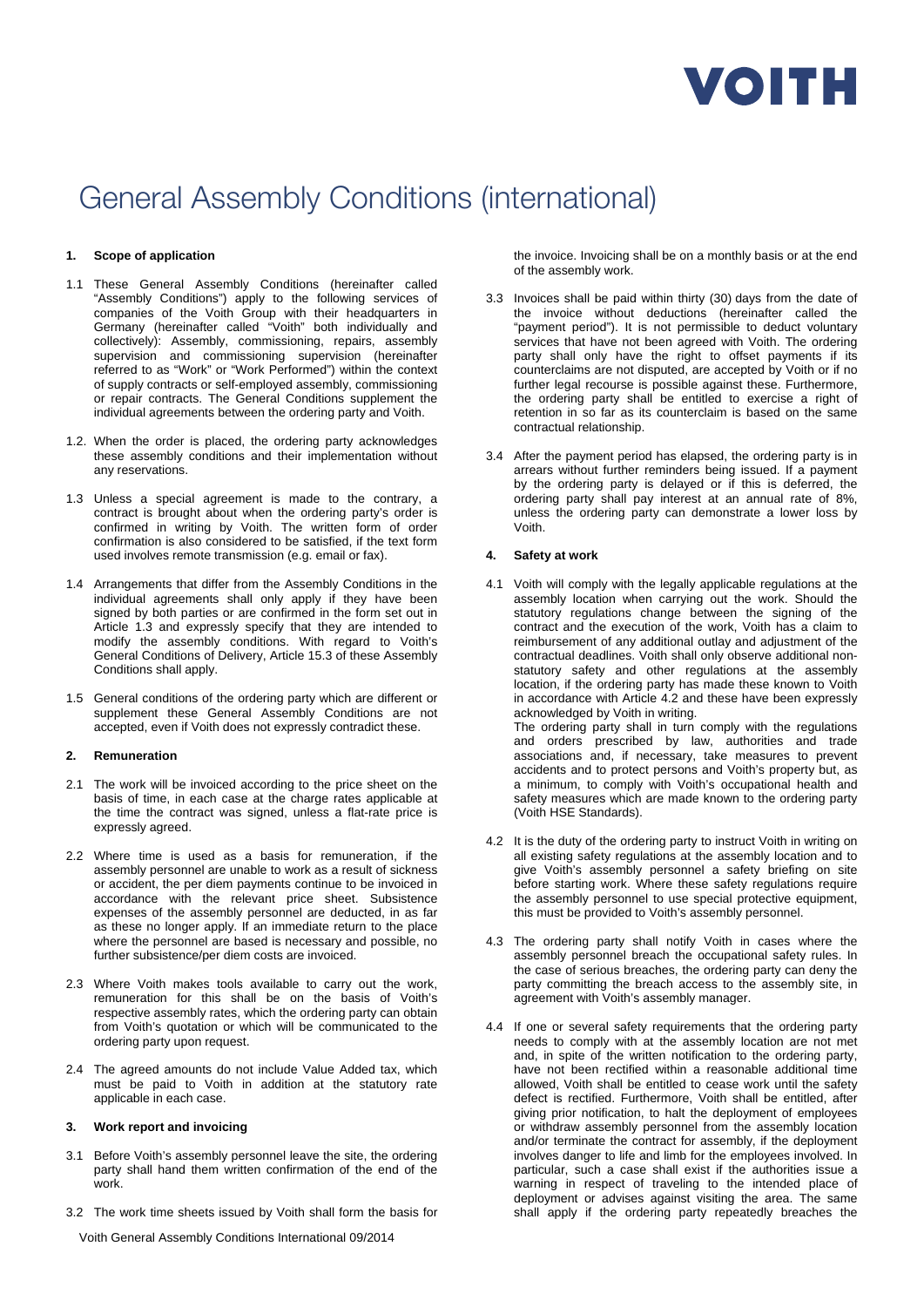VOITH

# General Assembly Conditions (international)

## 1. Scope of application

1.1 These General Assembly Conditions (hereinafter called "Assembly Conditions") apply to the following services of companies of the Voith Group with their headquarters in Germany (hereinafter called "Voith" both individually and collectively): Assembly, commissioning, repairs, assembly supervision and commissioning supervision (hereinafter referred to as "Work" or "Work Performed") within the context of supply contracts or self-employed assembly, commissioning or repair contracts. The General Conditions supplement the individual agreements between the ordering party and Voith.

1.2. When the order is placed, the ordering party acknowledges these assembly conditions and their implementation without any reservations.

1.3 Unless a special agreement is made to the contrary, a contract is brought about when the ordering party's order is confirmed in writing by Voith. The written form of order confirmation is also considered to be satisfied, if the text form used involves remote transmission (e.g. email or fax).

1.4 Arrangements that differ from the Assembly Conditions in the individual agreements shall only apply if they have been signed by both parties or are confirmed in the form set out in Article 1.3 and expressly specify that they are intended to modify the assembly conditions. With regard to Voith's General Conditions of Delivery, Article 15.3 of these Assembly Conditions shall apply.

1.5 General conditions of the ordering party which are different or supplement these General Assembly Conditions are not accepted, even if Voith does not expressly contradict these.

## 2. Remuneration

2.1 The work will be invoiced according to the price sheet on the basis of time, in each case at the charge rates applicable at the time the contract was signed, unless a flat-rate price is expressly agreed.

2.2 Where time is used as a basis for remuneration, if the assembly personnel are unable to work as a result of sickness or accident, the per diem payments continue to be invoiced in accordance with the relevant price sheet. Subsistence expenses of the assembly personnel are deducted, in as far as these no longer apply. If an immediate return to the place where the personnel are based is necessary and possible, no further subsistence/per diem costs are invoiced.

2.3 Where Voith makes tools available to carry out the work, remuneration for this shall be on the basis of Voith's respective assembly rates, which the ordering party can obtain from Voith's quotation or which will be communicated to the ordering party upon request.

2.4 The agreed amounts do not include Value Added tax, which must be paid to Voith in addition at the statutory rate applicable in each case.

## 3. Work report and invoicing

3.1 Before Voith's assembly personnel leave the site, the ordering party shall hand them written confirmation of the end of the work.

3.2 The work time sheets issued by Voith shall form the basis for the invoice. Invoicing shall be on a monthly basis or at the end of the assembly work.

3.3 Invoices shall be paid within thirty (30) days from the date of the invoice without deductions (hereinafter called the "payment period"). It is not permissible to deduct voluntary services that have not been agreed with Voith. The ordering party shall only have the right to offset payments if its counterclaims are not disputed, are accepted by Voith or if no further legal recourse is possible against these. Furthermore, the ordering party shall be entitled to exercise a right of retention in so far as its counterclaim is based on the same contractual relationship.

3.4 After the payment period has elapsed, the ordering party is in arrears without further reminders being issued. If a payment by the ordering party is delayed or if this is deferred, the ordering party shall pay interest at an annual rate of 8%, unless the ordering party can demonstrate a lower loss by Voith.

## 4. Safety at work

4.1 Voith will comply with the legally applicable regulations at the assembly location when carrying out the work. Should the statutory regulations change between the signing of the contract and the execution of the work, Voith has a claim to reimbursement of any additional outlay and adjustment of the contractual deadlines. Voith shall only observe additional non-statutory safety and other regulations at the assembly location, if the ordering party has made these known to Voith in accordance with Article 4.2 and these have been expressly acknowledged by Voith in writing.
The ordering party shall in turn comply with the regulations and orders prescribed by law, authorities and trade associations and, if necessary, take measures to prevent accidents and to protect persons and Voith's property but, as a minimum, to comply with Voith's occupational health and safety measures which are made known to the ordering party (Voith HSE Standards).

4.2 It is the duty of the ordering party to instruct Voith in writing on all existing safety regulations at the assembly location and to give Voith's assembly personnel a safety briefing on site before starting work. Where these safety regulations require the assembly personnel to use special protective equipment, this must be provided to Voith's assembly personnel.

4.3 The ordering party shall notify Voith in cases where the assembly personnel breach the occupational safety rules. In the case of serious breaches, the ordering party can deny the party committing the breach access to the assembly site, in agreement with Voith's assembly manager.

4.4 If one or several safety requirements that the ordering party needs to comply with at the assembly location are not met and, in spite of the written notification to the ordering party, have not been rectified within a reasonable additional time allowed, Voith shall be entitled to cease work until the safety defect is rectified. Furthermore, Voith shall be entitled, after giving prior notification, to halt the deployment of employees or withdraw assembly personnel from the assembly location and/or terminate the contract for assembly, if the deployment involves danger to life and limb for the employees involved. In particular, such a case shall exist if the authorities issue a warning in respect of traveling to the intended place of deployment or advises against visiting the area. The same shall apply if the ordering party repeatedly breaches the

Voith General Assembly Conditions International 09/2014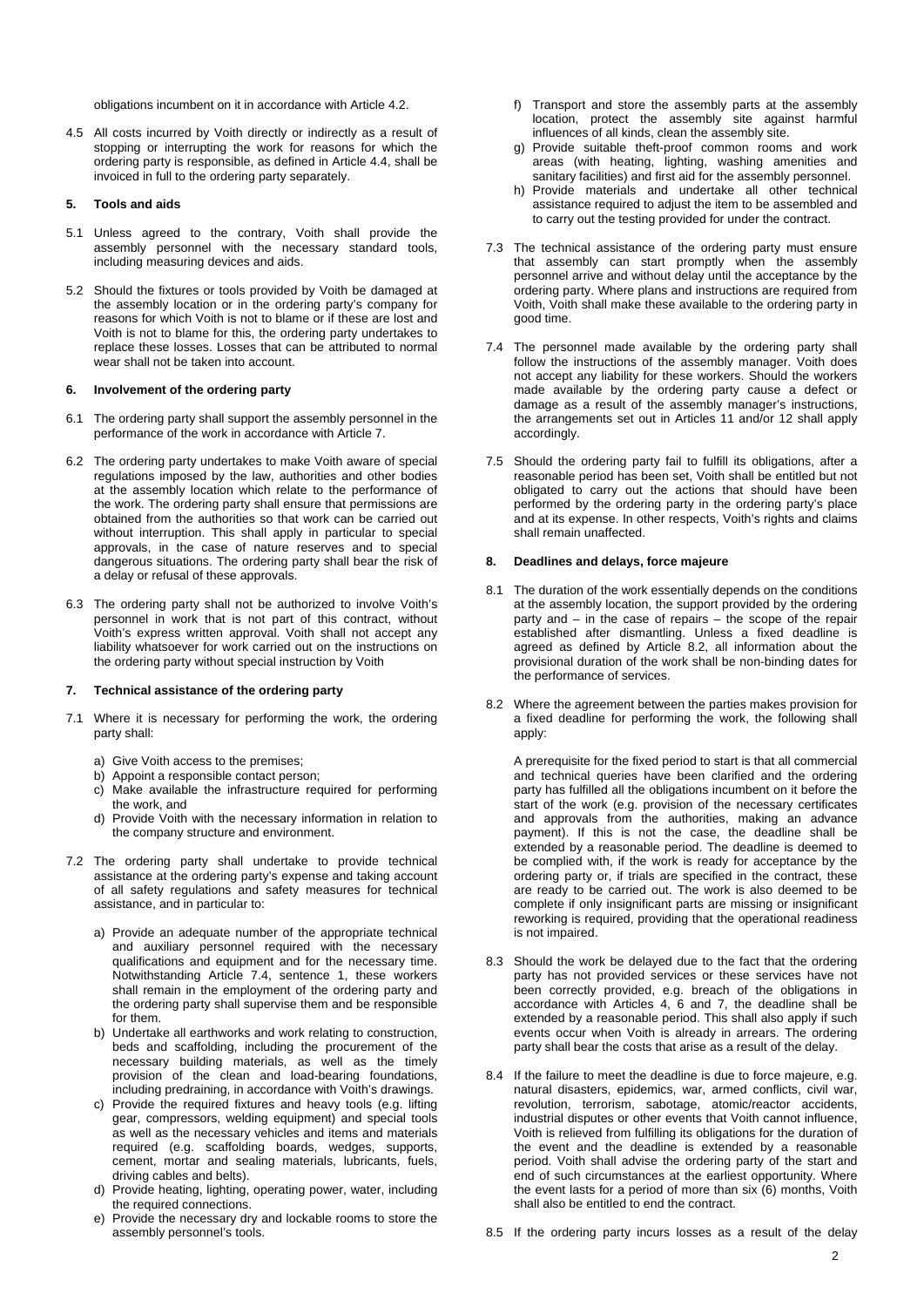obligations incumbent on it in accordance with Article 4.2.

4.5 All costs incurred by Voith directly or indirectly as a result of stopping or interrupting the work for reasons for which the ordering party is responsible, as defined in Article 4.4, shall be invoiced in full to the ordering party separately.

## 5. Tools and aids

5.1 Unless agreed to the contrary, Voith shall provide the assembly personnel with the necessary standard tools, including measuring devices and aids.

5.2 Should the fixtures or tools provided by Voith be damaged at the assembly location or in the ordering party's company for reasons for which Voith is not to blame or if these are lost and Voith is not to blame for this, the ordering party undertakes to replace these losses. Losses that can be attributed to normal wear shall not be taken into account.

## 6. Involvement of the ordering party

6.1 The ordering party shall support the assembly personnel in the performance of the work in accordance with Article 7.

6.2 The ordering party undertakes to make Voith aware of special regulations imposed by the law, authorities and other bodies at the assembly location which relate to the performance of the work. The ordering party shall ensure that permissions are obtained from the authorities so that work can be carried out without interruption. This shall apply in particular to special approvals, in the case of nature reserves and to special dangerous situations. The ordering party shall bear the risk of a delay or refusal of these approvals.

6.3 The ordering party shall not be authorized to involve Voith's personnel in work that is not part of this contract, without Voith's express written approval. Voith shall not accept any liability whatsoever for work carried out on the instructions on the ordering party without special instruction by Voith

## 7. Technical assistance of the ordering party

7.1 Where it is necessary for performing the work, the ordering party shall:

a) Give Voith access to the premises;
b) Appoint a responsible contact person;
c) Make available the infrastructure required for performing the work, and
d) Provide Voith with the necessary information in relation to the company structure and environment.

7.2 The ordering party shall undertake to provide technical assistance at the ordering party's expense and taking account of all safety regulations and safety measures for technical assistance, and in particular to:

a) Provide an adequate number of the appropriate technical and auxiliary personnel required with the necessary qualifications and equipment and for the necessary time. Notwithstanding Article 7.4, sentence 1, these workers shall remain in the employment of the ordering party and the ordering party shall supervise them and be responsible for them.
b) Undertake all earthworks and work relating to construction, beds and scaffolding, including the procurement of the necessary building materials, as well as the timely provision of the clean and load-bearing foundations, including predraining, in accordance with Voith's drawings.
c) Provide the required fixtures and heavy tools (e.g. lifting gear, compressors, welding equipment) and special tools as well as the necessary vehicles and items and materials required (e.g. scaffolding boards, wedges, supports, cement, mortar and sealing materials, lubricants, fuels, driving cables and belts).
d) Provide heating, lighting, operating power, water, including the required connections.
e) Provide the necessary dry and lockable rooms to store the assembly personnel's tools.
f) Transport and store the assembly parts at the assembly location, protect the assembly site against harmful influences of all kinds, clean the assembly site.
g) Provide suitable theft-proof common rooms and work areas (with heating, lighting, washing amenities and sanitary facilities) and first aid for the assembly personnel.
h) Provide materials and undertake all other technical assistance required to adjust the item to be assembled and to carry out the testing provided for under the contract.

7.3 The technical assistance of the ordering party must ensure that assembly can start promptly when the assembly personnel arrive and without delay until the acceptance by the ordering party. Where plans and instructions are required from Voith, Voith shall make these available to the ordering party in good time.

7.4 The personnel made available by the ordering party shall follow the instructions of the assembly manager. Voith does not accept any liability for these workers. Should the workers made available by the ordering party cause a defect or damage as a result of the assembly manager's instructions, the arrangements set out in Articles 11 and/or 12 shall apply accordingly.

7.5 Should the ordering party fail to fulfill its obligations, after a reasonable period has been set, Voith shall be entitled but not obligated to carry out the actions that should have been performed by the ordering party in the ordering party's place and at its expense. In other respects, Voith's rights and claims shall remain unaffected.

## 8. Deadlines and delays, force majeure

8.1 The duration of the work essentially depends on the conditions at the assembly location, the support provided by the ordering party and – in the case of repairs – the scope of the repair established after dismantling. Unless a fixed deadline is agreed as defined by Article 8.2, all information about the provisional duration of the work shall be non-binding dates for the performance of services.

8.2 Where the agreement between the parties makes provision for a fixed deadline for performing the work, the following shall apply:

A prerequisite for the fixed period to start is that all commercial and technical queries have been clarified and the ordering party has fulfilled all the obligations incumbent on it before the start of the work (e.g. provision of the necessary certificates and approvals from the authorities, making an advance payment). If this is not the case, the deadline shall be extended by a reasonable period. The deadline is deemed to be complied with, if the work is ready for acceptance by the ordering party or, if trials are specified in the contract, these are ready to be carried out. The work is also deemed to be complete if only insignificant parts are missing or insignificant reworking is required, providing that the operational readiness is not impaired.

8.3 Should the work be delayed due to the fact that the ordering party has not provided services or these services have not been correctly provided, e.g. breach of the obligations in accordance with Articles 4, 6 and 7, the deadline shall be extended by a reasonable period. This shall also apply if such events occur when Voith is already in arrears. The ordering party shall bear the costs that arise as a result of the delay.

8.4 If the failure to meet the deadline is due to force majeure, e.g. natural disasters, epidemics, war, armed conflicts, civil war, revolution, terrorism, sabotage, atomic/reactor accidents, industrial disputes or other events that Voith cannot influence, Voith is relieved from fulfilling its obligations for the duration of the event and the deadline is extended by a reasonable period. Voith shall advise the ordering party of the start and end of such circumstances at the earliest opportunity. Where the event lasts for a period of more than six (6) months, Voith shall also be entitled to end the contract.

8.5 If the ordering party incurs losses as a result of the delay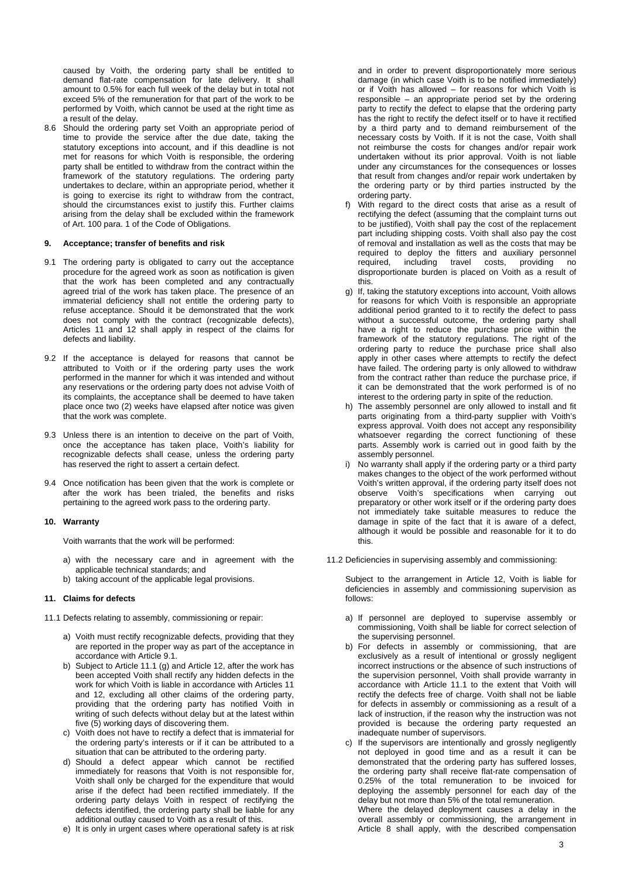caused by Voith, the ordering party shall be entitled to demand flat-rate compensation for late delivery. It shall amount to 0.5% for each full week of the delay but in total not exceed 5% of the remuneration for that part of the work to be performed by Voith, which cannot be used at the right time as a result of the delay.

8.6 Should the ordering party set Voith an appropriate period of time to provide the service after the due date, taking the statutory exceptions into account, and if this deadline is not met for reasons for which Voith is responsible, the ordering party shall be entitled to withdraw from the contract within the framework of the statutory regulations. The ordering party undertakes to declare, within an appropriate period, whether it is going to exercise its right to withdraw from the contract, should the circumstances exist to justify this. Further claims arising from the delay shall be excluded within the framework of Art. 100 para. 1 of the Code of Obligations.

## 9. Acceptance; transfer of benefits and risk

9.1 The ordering party is obligated to carry out the acceptance procedure for the agreed work as soon as notification is given that the work has been completed and any contractually agreed trial of the work has taken place. The presence of an immaterial deficiency shall not entitle the ordering party to refuse acceptance. Should it be demonstrated that the work does not comply with the contract (recognizable defects), Articles 11 and 12 shall apply in respect of the claims for defects and liability.

9.2 If the acceptance is delayed for reasons that cannot be attributed to Voith or if the ordering party uses the work performed in the manner for which it was intended and without any reservations or the ordering party does not advise Voith of its complaints, the acceptance shall be deemed to have taken place once two (2) weeks have elapsed after notice was given that the work was complete.

9.3 Unless there is an intention to deceive on the part of Voith, once the acceptance has taken place, Voith's liability for recognizable defects shall cease, unless the ordering party has reserved the right to assert a certain defect.

9.4 Once notification has been given that the work is complete or after the work has been trialed, the benefits and risks pertaining to the agreed work pass to the ordering party.

## 10. Warranty

Voith warrants that the work will be performed:

a) with the necessary care and in agreement with the applicable technical standards; and
b) taking account of the applicable legal provisions.

## 11. Claims for defects

11.1 Defects relating to assembly, commissioning or repair:

a) Voith must rectify recognizable defects, providing that they are reported in the proper way as part of the acceptance in accordance with Article 9.1.
b) Subject to Article 11.1 (g) and Article 12, after the work has been accepted Voith shall rectify any hidden defects in the work for which Voith is liable in accordance with Articles 11 and 12, excluding all other claims of the ordering party, providing that the ordering party has notified Voith in writing of such defects without delay but at the latest within five (5) working days of discovering them.
c) Voith does not have to rectify a defect that is immaterial for the ordering party's interests or if it can be attributed to a situation that can be attributed to the ordering party.
d) Should a defect appear which cannot be rectified immediately for reasons that Voith is not responsible for, Voith shall only be charged for the expenditure that would arise if the defect had been rectified immediately. If the ordering party delays Voith in respect of rectifying the defects identified, the ordering party shall be liable for any additional outlay caused to Voith as a result of this.
e) It is only in urgent cases where operational safety is at risk and in order to prevent disproportionately more serious damage (in which case Voith is to be notified immediately) or if Voith has allowed – for reasons for which Voith is responsible – an appropriate period set by the ordering party to rectify the defect to elapse that the ordering party has the right to rectify the defect itself or to have it rectified by a third party and to demand reimbursement of the necessary costs by Voith. If it is not the case, Voith shall not reimburse the costs for changes and/or repair work undertaken without its prior approval. Voith is not liable under any circumstances for the consequences or losses that result from changes and/or repair work undertaken by the ordering party or by third parties instructed by the ordering party.
f) With regard to the direct costs that arise as a result of rectifying the defect (assuming that the complaint turns out to be justified), Voith shall pay the cost of the replacement part including shipping costs. Voith shall also pay the cost of removal and installation as well as the costs that may be required to deploy the fitters and auxiliary personnel required, including travel costs, providing no disproportionate burden is placed on Voith as a result of this.
g) If, taking the statutory exceptions into account, Voith allows for reasons for which Voith is responsible an appropriate additional period granted to it to rectify the defect to pass without a successful outcome, the ordering party shall have a right to reduce the purchase price within the framework of the statutory regulations. The right of the ordering party to reduce the purchase price shall also apply in other cases where attempts to rectify the defect have failed. The ordering party is only allowed to withdraw from the contract rather than reduce the purchase price, if it can be demonstrated that the work performed is of no interest to the ordering party in spite of the reduction.
h) The assembly personnel are only allowed to install and fit parts originating from a third-party supplier with Voith's express approval. Voith does not accept any responsibility whatsoever regarding the correct functioning of these parts. Assembly work is carried out in good faith by the assembly personnel.
i) No warranty shall apply if the ordering party or a third party makes changes to the object of the work performed without Voith's written approval, if the ordering party itself does not observe Voith's specifications when carrying out preparatory or other work itself or if the ordering party does not immediately take suitable measures to reduce the damage in spite of the fact that it is aware of a defect, although it would be possible and reasonable for it to do this.

11.2 Deficiencies in supervising assembly and commissioning:

Subject to the arrangement in Article 12, Voith is liable for deficiencies in assembly and commissioning supervision as follows:

a) If personnel are deployed to supervise assembly or commissioning, Voith shall be liable for correct selection of the supervising personnel.
b) For defects in assembly or commissioning, that are exclusively as a result of intentional or grossly negligent incorrect instructions or the absence of such instructions of the supervision personnel, Voith shall provide warranty in accordance with Article 11.1 to the extent that Voith will rectify the defects free of charge. Voith shall not be liable for defects in assembly or commissioning as a result of a lack of instruction, if the reason why the instruction was not provided is because the ordering party requested an inadequate number of supervisors.
c) If the supervisors are intentionally and grossly negligently not deployed in good time and as a result it can be demonstrated that the ordering party has suffered losses, the ordering party shall receive flat-rate compensation of 0.25% of the total remuneration to be invoiced for deploying the assembly personnel for each day of the delay but not more than 5% of the total remuneration.
Where the delayed deployment causes a delay in the overall assembly or commissioning, the arrangement in Article 8 shall apply, with the described compensation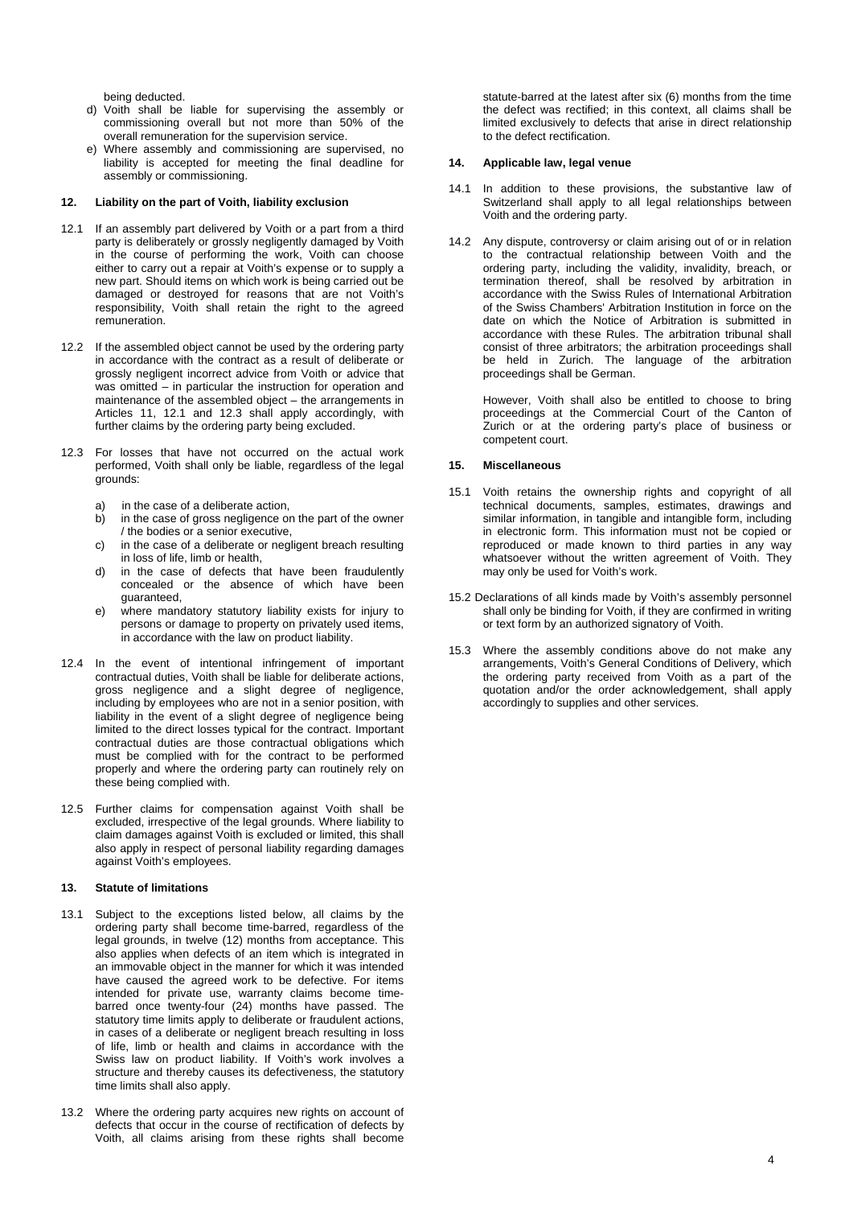being deducted.

d) Voith shall be liable for supervising the assembly or commissioning overall but not more than 50% of the overall remuneration for the supervision service.
e) Where assembly and commissioning are supervised, no liability is accepted for meeting the final deadline for assembly or commissioning.

**12. Liability on the part of Voith, liability exclusion**

12.1 If an assembly part delivered by Voith or a part from a third party is deliberately or grossly negligently damaged by Voith in the course of performing the work, Voith can choose either to carry out a repair at Voith's expense or to supply a new part. Should items on which work is being carried out be damaged or destroyed for reasons that are not Voith's responsibility, Voith shall retain the right to the agreed remuneration.

12.2 If the assembled object cannot be used by the ordering party in accordance with the contract as a result of deliberate or grossly negligent incorrect advice from Voith or advice that was omitted – in particular the instruction for operation and maintenance of the assembled object – the arrangements in Articles 11, 12.1 and 12.3 shall apply accordingly, with further claims by the ordering party being excluded.

12.3 For losses that have not occurred on the actual work performed, Voith shall only be liable, regardless of the legal grounds:

a) in the case of a deliberate action,
b) in the case of gross negligence on the part of the owner / the bodies or a senior executive,
c) in the case of a deliberate or negligent breach resulting in loss of life, limb or health,
d) in the case of defects that have been fraudulently concealed or the absence of which have been guaranteed,
e) where mandatory statutory liability exists for injury to persons or damage to property on privately used items, in accordance with the law on product liability.

12.4 In the event of intentional infringement of important contractual duties, Voith shall be liable for deliberate actions, gross negligence and a slight degree of negligence, including by employees who are not in a senior position, with liability in the event of a slight degree of negligence being limited to the direct losses typical for the contract. Important contractual duties are those contractual obligations which must be complied with for the contract to be performed properly and where the ordering party can routinely rely on these being complied with.

12.5 Further claims for compensation against Voith shall be excluded, irrespective of the legal grounds. Where liability to claim damages against Voith is excluded or limited, this shall also apply in respect of personal liability regarding damages against Voith's employees.

**13. Statute of limitations**

13.1 Subject to the exceptions listed below, all claims by the ordering party shall become time-barred, regardless of the legal grounds, in twelve (12) months from acceptance. This also applies when defects of an item which is integrated in an immovable object in the manner for which it was intended have caused the agreed work to be defective. For items intended for private use, warranty claims become time-barred once twenty-four (24) months have passed. The statutory time limits apply to deliberate or fraudulent actions, in cases of a deliberate or negligent breach resulting in loss of life, limb or health and claims in accordance with the Swiss law on product liability. If Voith's work involves a structure and thereby causes its defectiveness, the statutory time limits shall also apply.

13.2 Where the ordering party acquires new rights on account of defects that occur in the course of rectification of defects by Voith, all claims arising from these rights shall become statute-barred at the latest after six (6) months from the time the defect was rectified; in this context, all claims shall be limited exclusively to defects that arise in direct relationship to the defect rectification.

**14. Applicable law, legal venue**

14.1 In addition to these provisions, the substantive law of Switzerland shall apply to all legal relationships between Voith and the ordering party.

14.2 Any dispute, controversy or claim arising out of or in relation to the contractual relationship between Voith and the ordering party, including the validity, invalidity, breach, or termination thereof, shall be resolved by arbitration in accordance with the Swiss Rules of International Arbitration of the Swiss Chambers' Arbitration Institution in force on the date on which the Notice of Arbitration is submitted in accordance with these Rules. The arbitration tribunal shall consist of three arbitrators; the arbitration proceedings shall be held in Zurich. The language of the arbitration proceedings shall be German.

However, Voith shall also be entitled to choose to bring proceedings at the Commercial Court of the Canton of Zurich or at the ordering party's place of business or competent court.

**15. Miscellaneous**

15.1 Voith retains the ownership rights and copyright of all technical documents, samples, estimates, drawings and similar information, in tangible and intangible form, including in electronic form. This information must not be copied or reproduced or made known to third parties in any way whatsoever without the written agreement of Voith. They may only be used for Voith's work.

15.2 Declarations of all kinds made by Voith's assembly personnel shall only be binding for Voith, if they are confirmed in writing or text form by an authorized signatory of Voith.

15.3 Where the assembly conditions above do not make any arrangements, Voith's General Conditions of Delivery, which the ordering party received from Voith as a part of the quotation and/or the order acknowledgement, shall apply accordingly to supplies and other services.